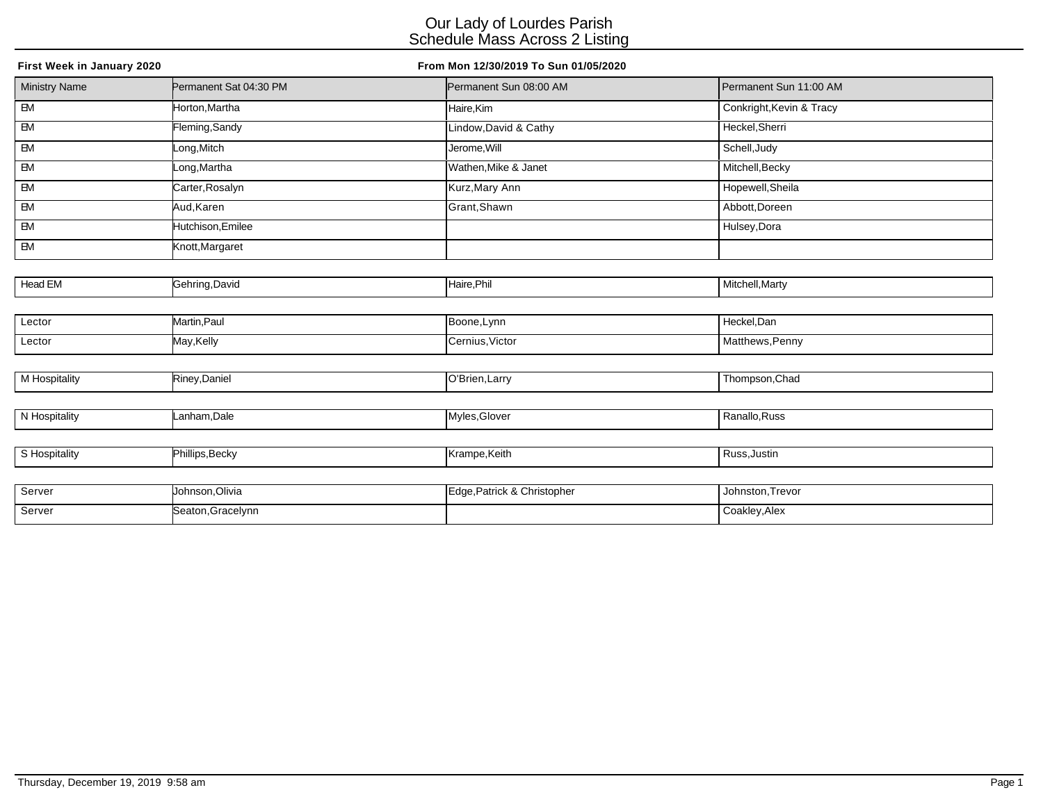# Our Lady of Lourdes Parish
## Schedule Mass Across 2 Listing

**First Week in January 2020** **From Mon 12/30/2019 To Sun 01/05/2020**

| Ministry Name | Permanent Sat 04:30 PM | Permanent Sun 08:00 AM | Permanent Sun 11:00 AM |
| --- | --- | --- | --- |
| EM | Horton,Martha | Haire,Kim | Conkright,Kevin & Tracy |
| EM | Fleming,Sandy | Lindow,David & Cathy | Heckel,Sherri |
| EM | Long,Mitch | Jerome,Will | Schell,Judy |
| EM | Long,Martha | Wathen,Mike & Janet | Mitchell,Becky |
| EM | Carter,Rosalyn | Kurz,Mary Ann | Hopewell,Sheila |
| EM | Aud,Karen | Grant,Shawn | Abbott,Doreen |
| EM | Hutchison,Emilee | | Hulsey,Dora |
| EM | Knott,Margaret | | |
| Head EM | Gehring,David | Haire,Phil | Mitchell,Marty |
| Lector | Martin,Paul | Boone,Lynn | Heckel,Dan |
| Lector | May,Kelly | Cernius,Victor | Matthews,Penny |
| M Hospitality | Riney,Daniel | O'Brien,Larry | Thompson,Chad |
| N Hospitality | Lanham,Dale | Myles,Glover | Ranallo,Russ |
| S Hospitality | Phillips,Becky | Krampe,Keith | Russ,Justin |
| Server | Johnson,Olivia | Edge,Patrick & Christopher | Johnston,Trevor |
| Server | Seaton,Gracelynn | | Coakley,Alex |

Thursday, December 19, 2019 9:58 am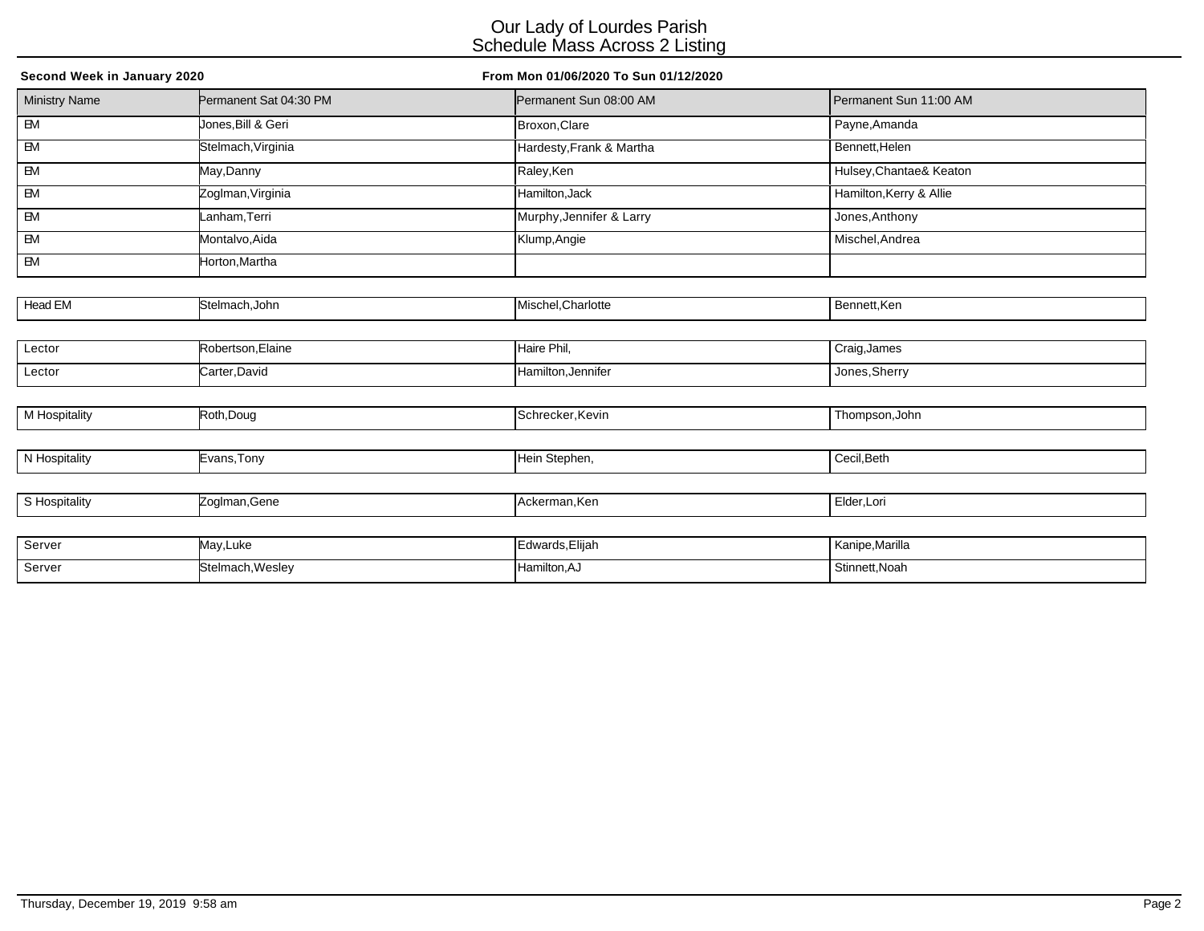# Our Lady of Lourdes Parish
## Schedule Mass Across 2 Listing

**Second Week in January 2020** **From Mon 01/06/2020 To Sun 01/12/2020**

| Ministry Name | Permanent Sat 04:30 PM | Permanent Sun 08:00 AM | Permanent Sun 11:00 AM |
|---|---|---|---|
| EM | Jones,Bill & Geri | Broxon,Clare | Payne,Amanda |
| EM | Stelmach,Virginia | Hardesty,Frank & Martha | Bennett,Helen |
| EM | May,Danny | Raley,Ken | Hulsey,Chantae& Keaton |
| EM | Zoglman,Virginia | Hamilton,Jack | Hamilton,Kerry & Allie |
| EM | Lanham,Terri | Murphy,Jennifer & Larry | Jones,Anthony |
| EM | Montalvo,Aida | Klump,Angie | Mischel,Andrea |
| EM | Horton,Martha | | |
| Head EM | Stelmach,John | Mischel,Charlotte | Bennett,Ken |
| Lector | Robertson,Elaine | Haire Phil, | Craig,James |
| Lector | Carter,David | Hamilton,Jennifer | Jones,Sherry |
| M Hospitality | Roth,Doug | Schrecker,Kevin | Thompson,John |
| N Hospitality | Evans,Tony | Hein Stephen, | Cecil,Beth |
| S Hospitality | Zoglman,Gene | Ackerman,Ken | Elder,Lori |
| Server | May,Luke | Edwards,Elijah | Kanipe,Marilla |
| Server | Stelmach,Wesley | Hamilton,AJ | Stinnett,Noah |

Thursday, December 19, 2019 9:58 am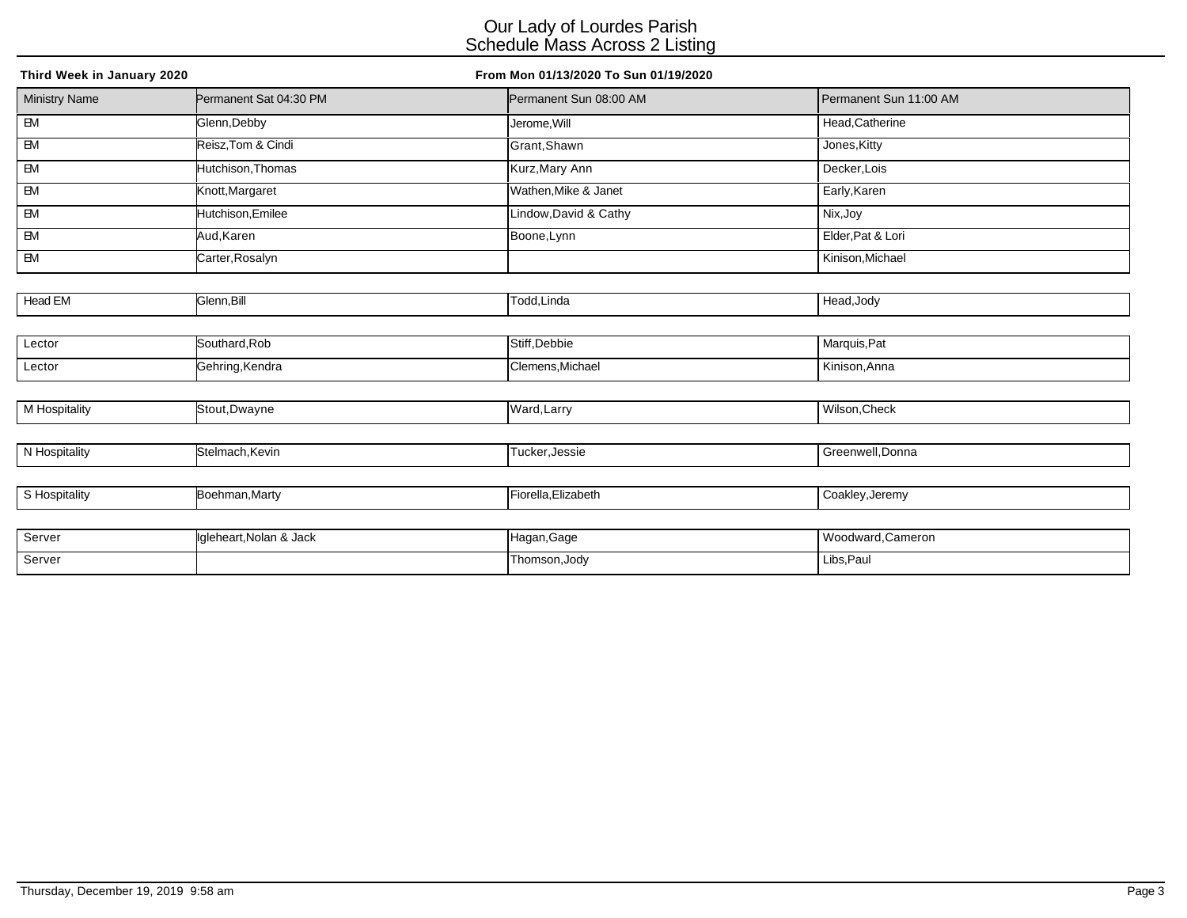# Our Lady of Lourdes Parish
## Schedule Mass Across 2 Listing

**Third Week in January 2020** **From Mon 01/13/2020 To Sun 01/19/2020**

| Ministry Name | Permanent Sat 04:30 PM | Permanent Sun 08:00 AM | Permanent Sun 11:00 AM |
|---|---|---|---|
| EM | Glenn,Debby | Jerome,Will | Head,Catherine |
| EM | Reisz,Tom & Cindi | Grant,Shawn | Jones,Kitty |
| EM | Hutchison,Thomas | Kurz,Mary Ann | Decker,Lois |
| EM | Knott,Margaret | Wathen,Mike & Janet | Early,Karen |
| EM | Hutchison,Emilee | Lindow,David & Cathy | Nix,Joy |
| EM | Aud,Karen | Boone,Lynn | Elder,Pat & Lori |
| EM | Carter,Rosalyn | | Kinison,Michael |
| Head EM | Glenn,Bill | Todd,Linda | Head,Jody |
| Lector | Southard,Rob | Stiff,Debbie | Marquis,Pat |
| Lector | Gehring,Kendra | Clemens,Michael | Kinison,Anna |
| M Hospitality | Stout,Dwayne | Ward,Larry | Wilson,Check |
| N Hospitality | Stelmach,Kevin | Tucker,Jessie | Greenwell,Donna |
| S Hospitality | Boehman,Marty | Fiorella,Elizabeth | Coakley,Jeremy |
| Server | Igleheart,Nolan & Jack | Hagan,Gage | Woodward,Cameron |
| Server | | Thomson,Jody | Libs,Paul |

Thursday, December 19, 2019 9:58 am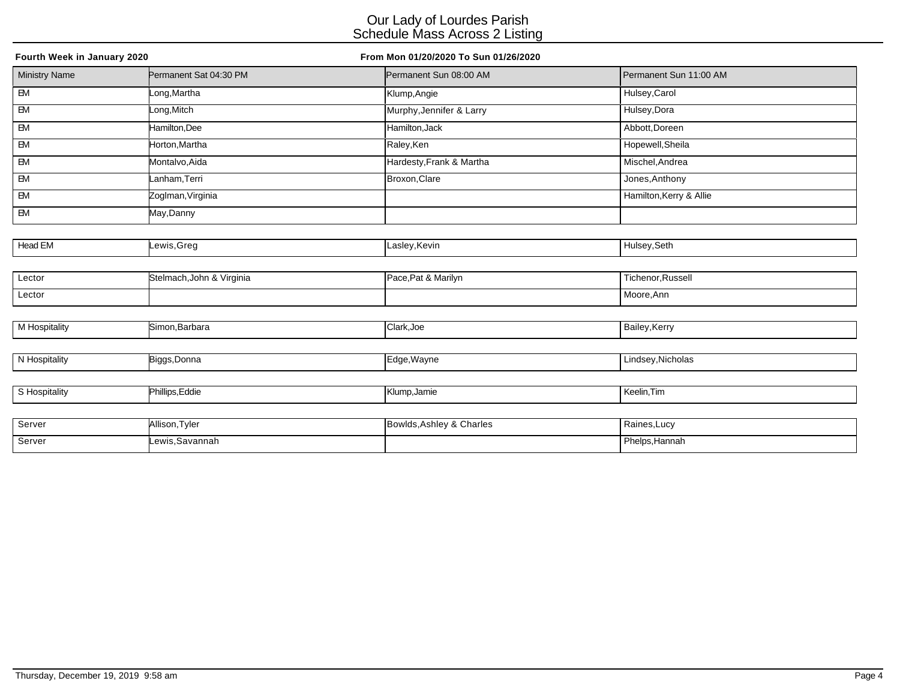# Our Lady of Lourdes Parish
## Schedule Mass Across 2 Listing

**Fourth Week in January 2020** **From Mon 01/20/2020 To Sun 01/26/2020**

| Ministry Name | Permanent Sat 04:30 PM | Permanent Sun 08:00 AM | Permanent Sun 11:00 AM |
|---|---|---|---|
| EM | Long,Martha | Klump,Angie | Hulsey,Carol |
| EM | Long,Mitch | Murphy,Jennifer & Larry | Hulsey,Dora |
| EM | Hamilton,Dee | Hamilton,Jack | Abbott,Doreen |
| EM | Horton,Martha | Raley,Ken | Hopewell,Sheila |
| EM | Montalvo,Aida | Hardesty,Frank & Martha | Mischel,Andrea |
| EM | Lanham,Terri | Broxon,Clare | Jones,Anthony |
| EM | Zoglman,Virginia | | Hamilton,Kerry & Allie |
| EM | May,Danny | | |
| Head EM | Lewis,Greg | Lasley,Kevin | Hulsey,Seth |
| Lector | Stelmach,John & Virginia | Pace,Pat & Marilyn | Tichenor,Russell |
| Lector | | | Moore,Ann |
| M Hospitality | Simon,Barbara | Clark,Joe | Bailey,Kerry |
| N Hospitality | Biggs,Donna | Edge,Wayne | Lindsey,Nicholas |
| S Hospitality | Phillips,Eddie | Klump,Jamie | Keelin,Tim |
| Server | Allison,Tyler | Bowlds,Ashley & Charles | Raines,Lucy |
| Server | Lewis,Savannah | | Phelps,Hannah |

Thursday, December 19, 2019 9:58 am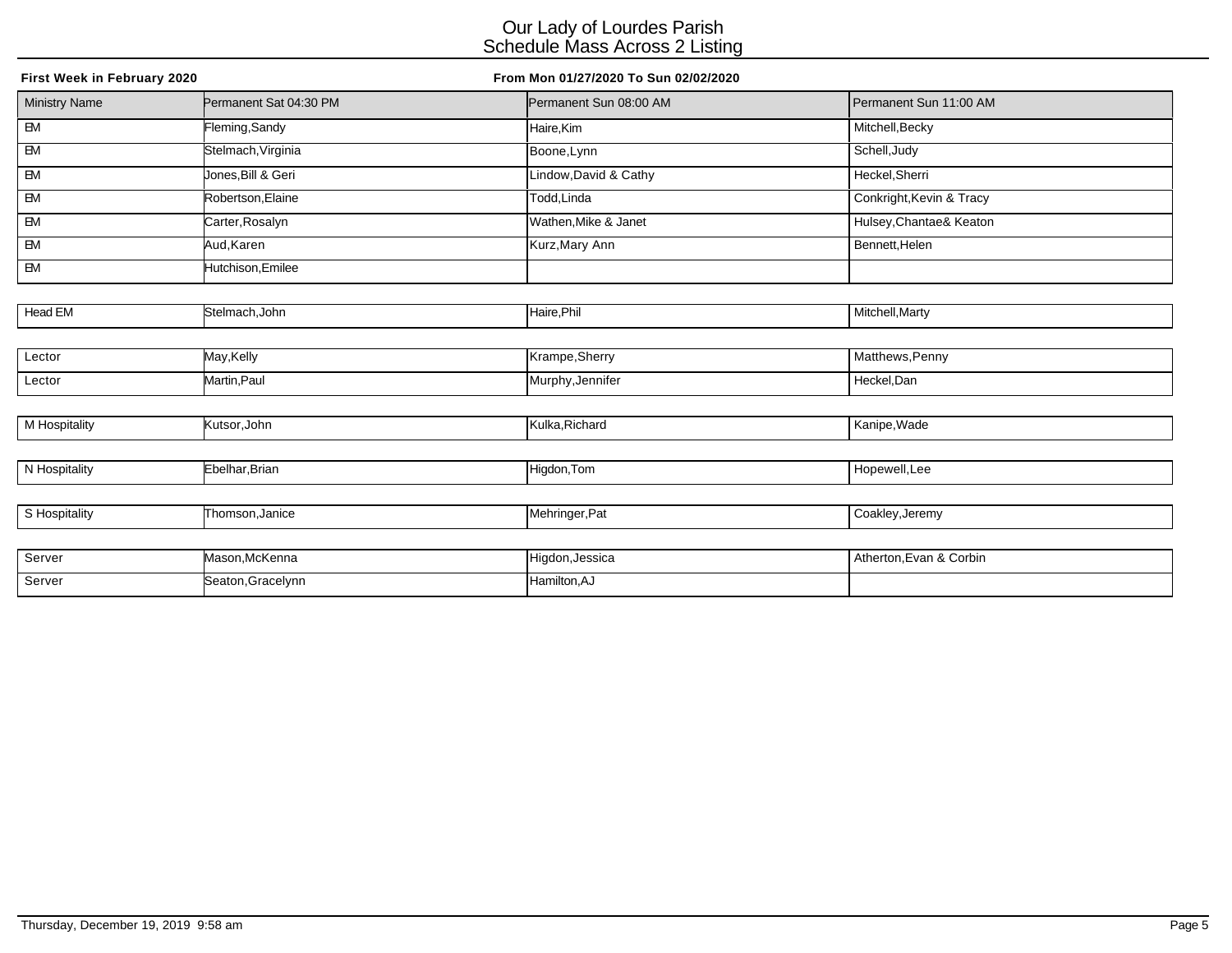# Our Lady of Lourdes Parish
## Schedule Mass Across 2 Listing

**First Week in February 2020** — **From Mon 01/27/2020 To Sun 02/02/2020**

| Ministry Name | Permanent Sat 04:30 PM | Permanent Sun 08:00 AM | Permanent Sun 11:00 AM |
|---|---|---|---|
| EM | Fleming,Sandy | Haire,Kim | Mitchell,Becky |
| EM | Stelmach,Virginia | Boone,Lynn | Schell,Judy |
| EM | Jones,Bill & Geri | Lindow,David & Cathy | Heckel,Sherri |
| EM | Robertson,Elaine | Todd,Linda | Conkright,Kevin & Tracy |
| EM | Carter,Rosalyn | Wathen,Mike & Janet | Hulsey,Chantae& Keaton |
| EM | Aud,Karen | Kurz,Mary Ann | Bennett,Helen |
| EM | Hutchison,Emilee | | |
| Head EM | Stelmach,John | Haire,Phil | Mitchell,Marty |
| Lector | May,Kelly | Krampe,Sherry | Matthews,Penny |
| Lector | Martin,Paul | Murphy,Jennifer | Heckel,Dan |
| M Hospitality | Kutsor,John | Kulka,Richard | Kanipe,Wade |
| N Hospitality | Ebelhar,Brian | Higdon,Tom | Hopewell,Lee |
| S Hospitality | Thomson,Janice | Mehringer,Pat | Coakley,Jeremy |
| Server | Mason,McKenna | Higdon,Jessica | Atherton,Evan & Corbin |
| Server | Seaton,Gracelynn | Hamilton,AJ | |

Thursday, December 19, 2019 9:58 am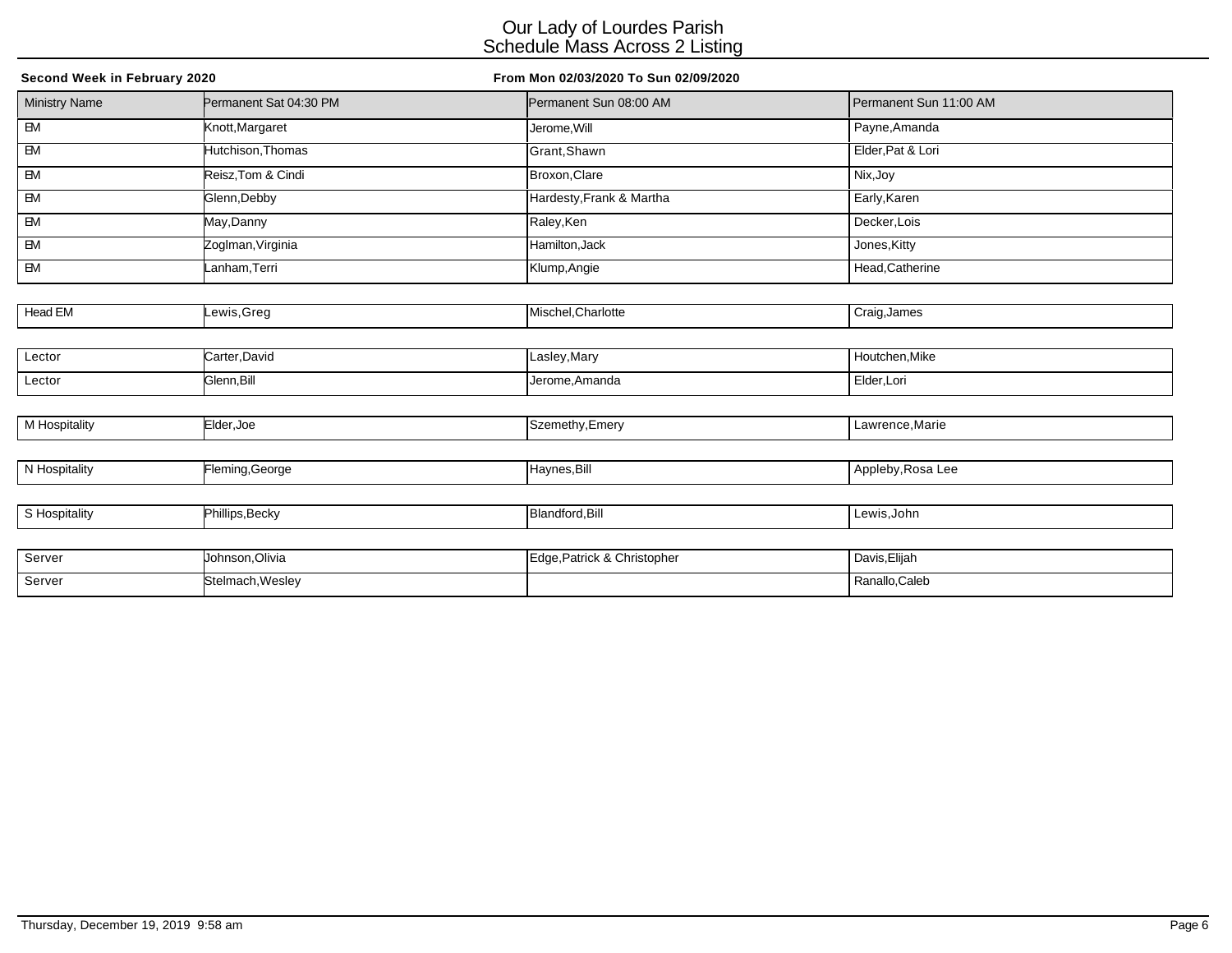# Our Lady of Lourdes Parish
## Schedule Mass Across 2 Listing

**Second Week in February 2020** **From Mon 02/03/2020 To Sun 02/09/2020**

| Ministry Name | Permanent Sat 04:30 PM | Permanent Sun 08:00 AM | Permanent Sun 11:00 AM |
|---|---|---|---|
| EM | Knott,Margaret | Jerome,Will | Payne,Amanda |
| EM | Hutchison,Thomas | Grant,Shawn | Elder,Pat & Lori |
| EM | Reisz,Tom & Cindi | Broxon,Clare | Nix,Joy |
| EM | Glenn,Debby | Hardesty,Frank & Martha | Early,Karen |
| EM | May,Danny | Raley,Ken | Decker,Lois |
| EM | Zoglman,Virginia | Hamilton,Jack | Jones,Kitty |
| EM | Lanham,Terri | Klump,Angie | Head,Catherine |
| Head EM | Lewis,Greg | Mischel,Charlotte | Craig,James |
| Lector | Carter,David | Lasley,Mary | Houtchen,Mike |
| Lector | Glenn,Bill | Jerome,Amanda | Elder,Lori |
| M Hospitality | Elder,Joe | Szemethy,Emery | Lawrence,Marie |
| N Hospitality | Fleming,George | Haynes,Bill | Appleby,Rosa Lee |
| S Hospitality | Phillips,Becky | Blandford,Bill | Lewis,John |
| Server | Johnson,Olivia | Edge,Patrick & Christopher | Davis,Elijah |
| Server | Stelmach,Wesley | | Ranallo,Caleb |

Thursday, December 19, 2019 9:58 am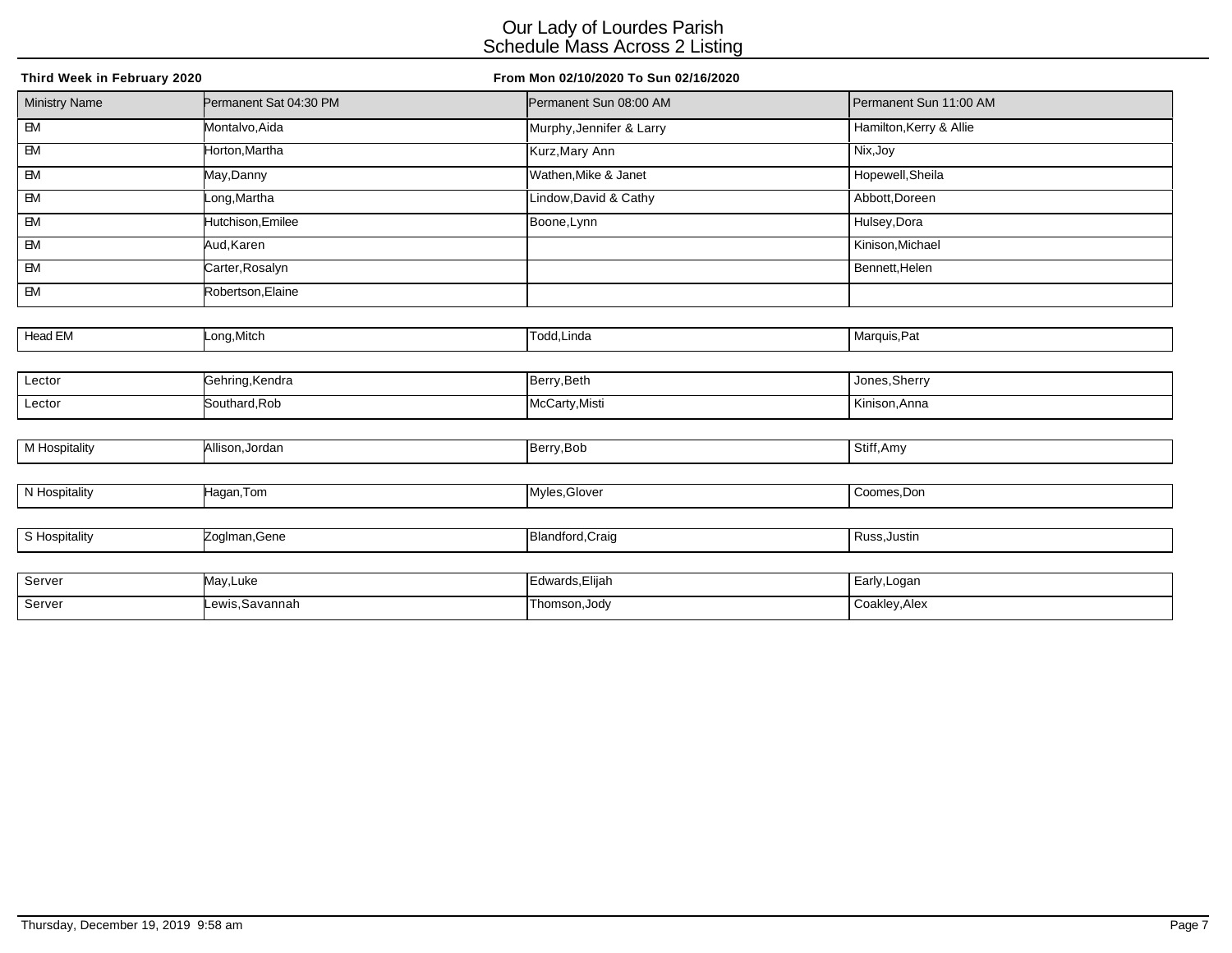# Our Lady of Lourdes Parish
## Schedule Mass Across 2 Listing

**Third Week in February 2020** **From Mon 02/10/2020 To Sun 02/16/2020**

| Ministry Name | Permanent Sat 04:30 PM | Permanent Sun 08:00 AM | Permanent Sun 11:00 AM |
|---|---|---|---|
| EM | Montalvo,Aida | Murphy,Jennifer & Larry | Hamilton,Kerry & Allie |
| EM | Horton,Martha | Kurz,Mary Ann | Nix,Joy |
| EM | May,Danny | Wathen,Mike & Janet | Hopewell,Sheila |
| EM | Long,Martha | Lindow,David & Cathy | Abbott,Doreen |
| EM | Hutchison,Emilee | Boone,Lynn | Hulsey,Dora |
| EM | Aud,Karen | | Kinison,Michael |
| EM | Carter,Rosalyn | | Bennett,Helen |
| EM | Robertson,Elaine | | |
| Head EM | Long,Mitch | Todd,Linda | Marquis,Pat |
| Lector | Gehring,Kendra | Berry,Beth | Jones,Sherry |
| Lector | Southard,Rob | McCarty,Misti | Kinison,Anna |
| M Hospitality | Allison,Jordan | Berry,Bob | Stiff,Amy |
| N Hospitality | Hagan,Tom | Myles,Glover | Coomes,Don |
| S Hospitality | Zoglman,Gene | Blandford,Craig | Russ,Justin |
| Server | May,Luke | Edwards,Elijah | Early,Logan |
| Server | Lewis,Savannah | Thomson,Jody | Coakley,Alex |

Thursday, December 19, 2019 9:58 am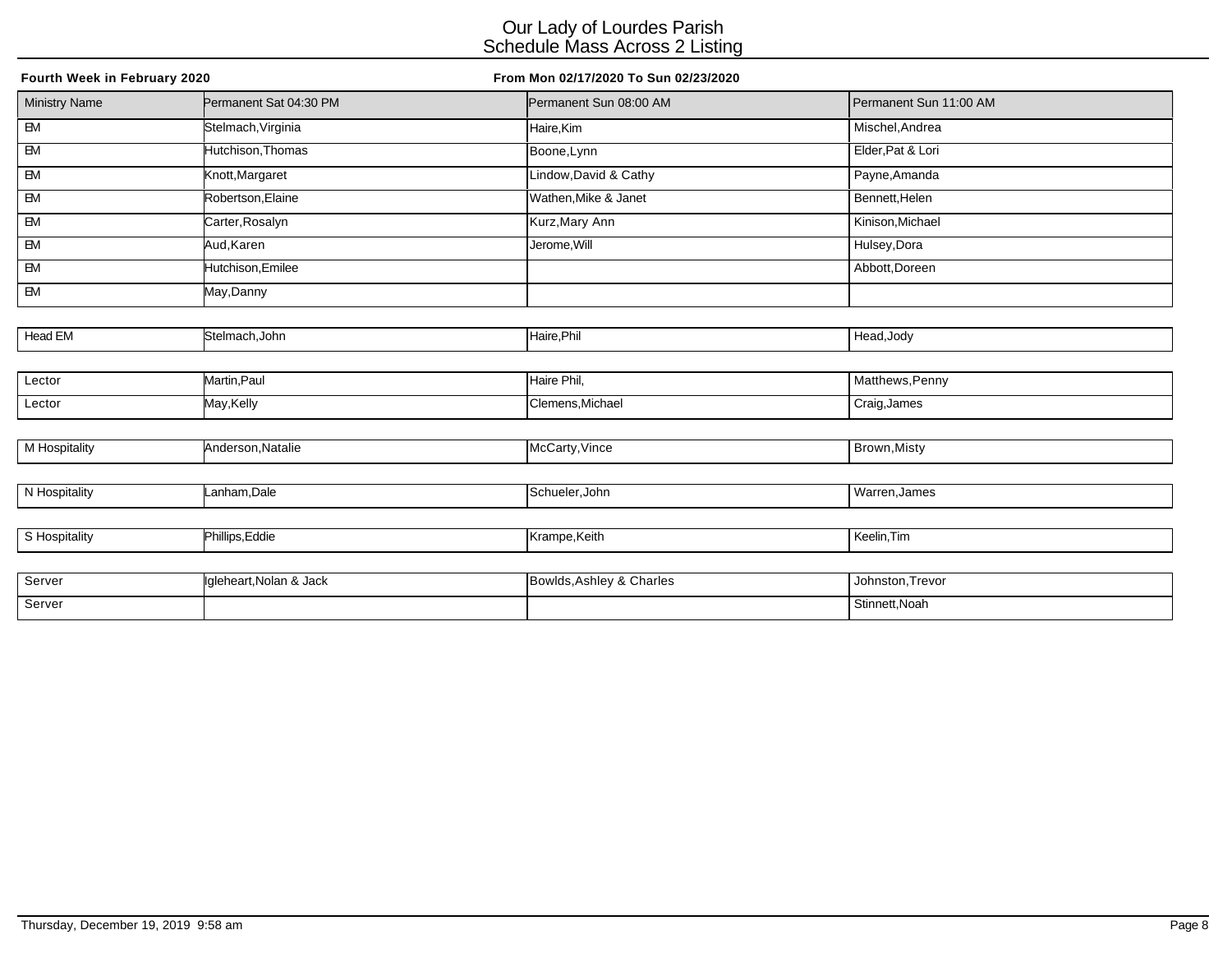# Our Lady of Lourdes Parish
## Schedule Mass Across 2 Listing

**Fourth Week in February 2020** **From Mon 02/17/2020 To Sun 02/23/2020**

| Ministry Name | Permanent Sat 04:30 PM | Permanent Sun 08:00 AM | Permanent Sun 11:00 AM |
|---|---|---|---|
| EM | Stelmach,Virginia | Haire,Kim | Mischel,Andrea |
| EM | Hutchison,Thomas | Boone,Lynn | Elder,Pat & Lori |
| EM | Knott,Margaret | Lindow,David & Cathy | Payne,Amanda |
| EM | Robertson,Elaine | Wathen,Mike & Janet | Bennett,Helen |
| EM | Carter,Rosalyn | Kurz,Mary Ann | Kinison,Michael |
| EM | Aud,Karen | Jerome,Will | Hulsey,Dora |
| EM | Hutchison,Emilee | | Abbott,Doreen |
| EM | May,Danny | | |
| Head EM | Stelmach,John | Haire,Phil | Head,Jody |
| Lector | Martin,Paul | Haire Phil, | Matthews,Penny |
| Lector | May,Kelly | Clemens,Michael | Craig,James |
| M Hospitality | Anderson,Natalie | McCarty,Vince | Brown,Misty |
| N Hospitality | Lanham,Dale | Schueler,John | Warren,James |
| S Hospitality | Phillips,Eddie | Krampe,Keith | Keelin,Tim |
| Server | Igleheart,Nolan & Jack | Bowlds,Ashley & Charles | Johnston,Trevor |
| Server | | | Stinnett,Noah |

Thursday, December 19, 2019 9:58 am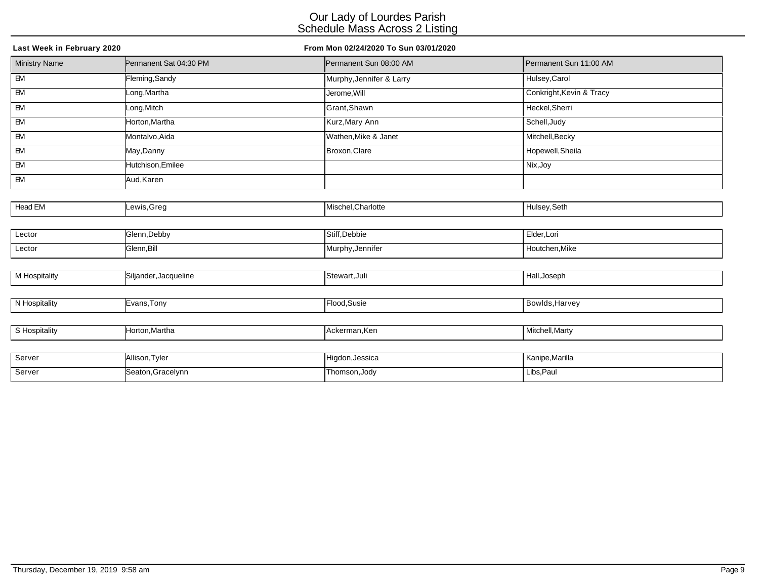# Our Lady of Lourdes Parish
## Schedule Mass Across 2 Listing

**Last Week in February 2020** **From Mon 02/24/2020 To Sun 03/01/2020**

| Ministry Name | Permanent Sat 04:30 PM | Permanent Sun 08:00 AM | Permanent Sun 11:00 AM |
|---|---|---|---|
| EM | Fleming,Sandy | Murphy,Jennifer & Larry | Hulsey,Carol |
| EM | Long,Martha | Jerome,Will | Conkright,Kevin & Tracy |
| EM | Long,Mitch | Grant,Shawn | Heckel,Sherri |
| EM | Horton,Martha | Kurz,Mary Ann | Schell,Judy |
| EM | Montalvo,Aida | Wathen,Mike & Janet | Mitchell,Becky |
| EM | May,Danny | Broxon,Clare | Hopewell,Sheila |
| EM | Hutchison,Emilee | | Nix,Joy |
| EM | Aud,Karen | | |
| Head EM | Lewis,Greg | Mischel,Charlotte | Hulsey,Seth |
| Lector | Glenn,Debby | Stiff,Debbie | Elder,Lori |
| Lector | Glenn,Bill | Murphy,Jennifer | Houtchen,Mike |
| M Hospitality | Siljander,Jacqueline | Stewart,Juli | Hall,Joseph |
| N Hospitality | Evans,Tony | Flood,Susie | Bowlds,Harvey |
| S Hospitality | Horton,Martha | Ackerman,Ken | Mitchell,Marty |
| Server | Allison,Tyler | Higdon,Jessica | Kanipe,Marilla |
| Server | Seaton,Gracelynn | Thomson,Jody | Libs,Paul |

Thursday, December 19, 2019 9:58 am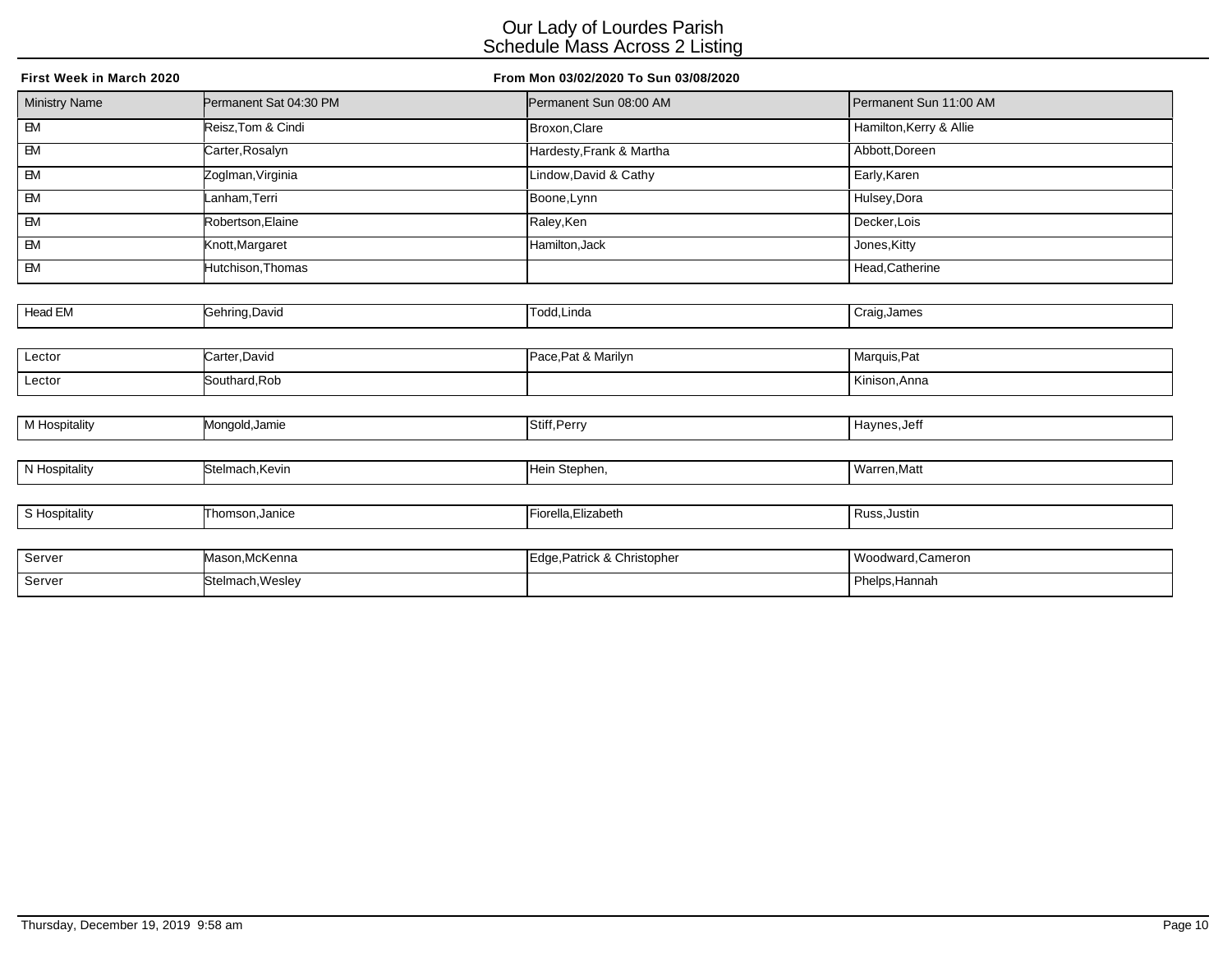# Our Lady of Lourdes Parish
## Schedule Mass Across 2 Listing

**First Week in March 2020** **From Mon 03/02/2020 To Sun 03/08/2020**

| Ministry Name | Permanent Sat 04:30 PM | Permanent Sun 08:00 AM | Permanent Sun 11:00 AM |
|---|---|---|---|
| EM | Reisz,Tom & Cindi | Broxon,Clare | Hamilton,Kerry & Allie |
| EM | Carter,Rosalyn | Hardesty,Frank & Martha | Abbott,Doreen |
| EM | Zoglman,Virginia | Lindow,David & Cathy | Early,Karen |
| EM | Lanham,Terri | Boone,Lynn | Hulsey,Dora |
| EM | Robertson,Elaine | Raley,Ken | Decker,Lois |
| EM | Knott,Margaret | Hamilton,Jack | Jones,Kitty |
| EM | Hutchison,Thomas | | Head,Catherine |
| Head EM | Gehring,David | Todd,Linda | Craig,James |
| Lector | Carter,David | Pace,Pat & Marilyn | Marquis,Pat |
| Lector | Southard,Rob | | Kinison,Anna |
| M Hospitality | Mongold,Jamie | Stiff,Perry | Haynes,Jeff |
| N Hospitality | Stelmach,Kevin | Hein Stephen, | Warren,Matt |
| S Hospitality | Thomson,Janice | Fiorella,Elizabeth | Russ,Justin |
| Server | Mason,McKenna | Edge,Patrick & Christopher | Woodward,Cameron |
| Server | Stelmach,Wesley | | Phelps,Hannah |

Thursday, December 19, 2019 9:58 am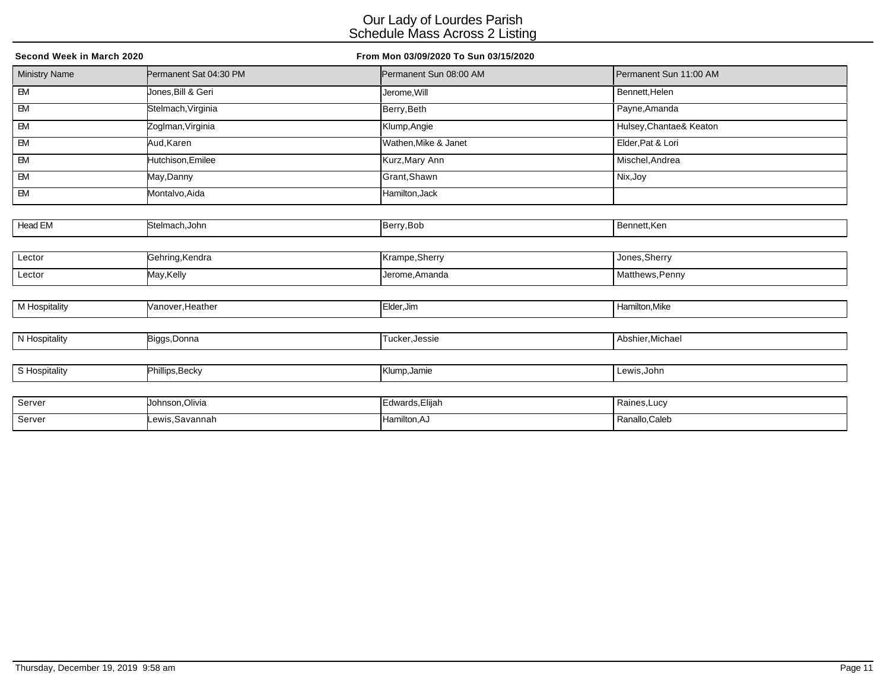# Our Lady of Lourdes Parish
## Schedule Mass Across 2 Listing

**Second Week in March 2020** **From Mon 03/09/2020 To Sun 03/15/2020**

| Ministry Name | Permanent Sat 04:30 PM | Permanent Sun 08:00 AM | Permanent Sun 11:00 AM |
|---|---|---|---|
| EM | Jones,Bill & Geri | Jerome,Will | Bennett,Helen |
| EM | Stelmach,Virginia | Berry,Beth | Payne,Amanda |
| EM | Zoglman,Virginia | Klump,Angie | Hulsey,Chantae& Keaton |
| EM | Aud,Karen | Wathen,Mike & Janet | Elder,Pat & Lori |
| EM | Hutchison,Emilee | Kurz,Mary Ann | Mischel,Andrea |
| EM | May,Danny | Grant,Shawn | Nix,Joy |
| EM | Montalvo,Aida | Hamilton,Jack | |
| Head EM | Stelmach,John | Berry,Bob | Bennett,Ken |
| Lector | Gehring,Kendra | Krampe,Sherry | Jones,Sherry |
| Lector | May,Kelly | Jerome,Amanda | Matthews,Penny |
| M Hospitality | Vanover,Heather | Elder,Jim | Hamilton,Mike |
| N Hospitality | Biggs,Donna | Tucker,Jessie | Abshier,Michael |
| S Hospitality | Phillips,Becky | Klump,Jamie | Lewis,John |
| Server | Johnson,Olivia | Edwards,Elijah | Raines,Lucy |
| Server | Lewis,Savannah | Hamilton,AJ | Ranallo,Caleb |

Thursday, December 19, 2019 9:58 am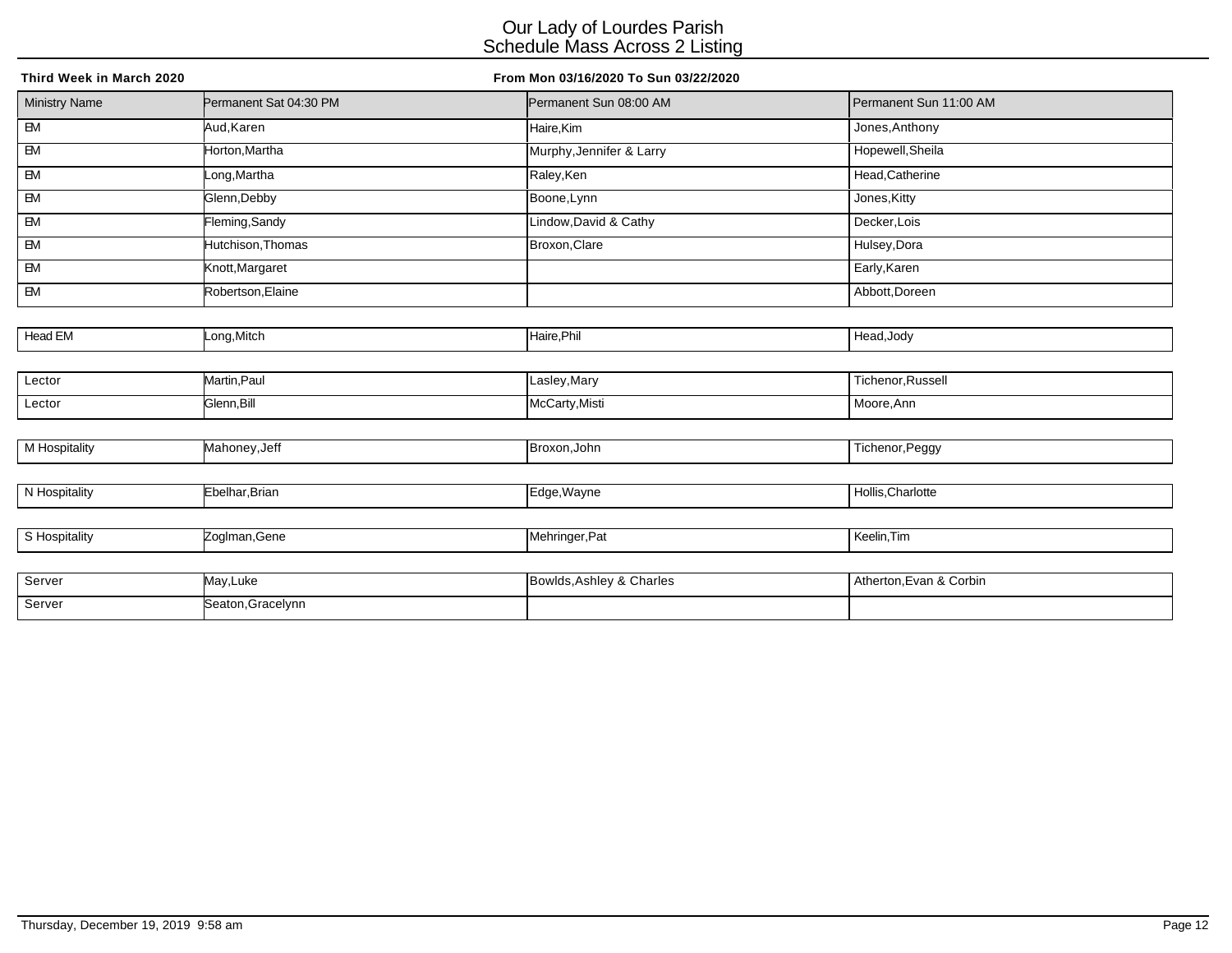# Our Lady of Lourdes Parish
## Schedule Mass Across 2 Listing

**Third Week in March 2020** **From Mon 03/16/2020 To Sun 03/22/2020**

| Ministry Name | Permanent Sat 04:30 PM | Permanent Sun 08:00 AM | Permanent Sun 11:00 AM |
|---|---|---|---|
| EM | Aud,Karen | Haire,Kim | Jones,Anthony |
| EM | Horton,Martha | Murphy,Jennifer & Larry | Hopewell,Sheila |
| EM | Long,Martha | Raley,Ken | Head,Catherine |
| EM | Glenn,Debby | Boone,Lynn | Jones,Kitty |
| EM | Fleming,Sandy | Lindow,David & Cathy | Decker,Lois |
| EM | Hutchison,Thomas | Broxon,Clare | Hulsey,Dora |
| EM | Knott,Margaret | | Early,Karen |
| EM | Robertson,Elaine | | Abbott,Doreen |
| Head EM | Long,Mitch | Haire,Phil | Head,Jody |
| Lector | Martin,Paul | Lasley,Mary | Tichenor,Russell |
| Lector | Glenn,Bill | McCarty,Misti | Moore,Ann |
| M Hospitality | Mahoney,Jeff | Broxon,John | Tichenor,Peggy |
| N Hospitality | Ebelhar,Brian | Edge,Wayne | Hollis,Charlotte |
| S Hospitality | Zoglman,Gene | Mehringer,Pat | Keelin,Tim |
| Server | May,Luke | Bowlds,Ashley & Charles | Atherton,Evan & Corbin |
| Server | Seaton,Gracelynn | | |

Thursday, December 19, 2019 9:58 am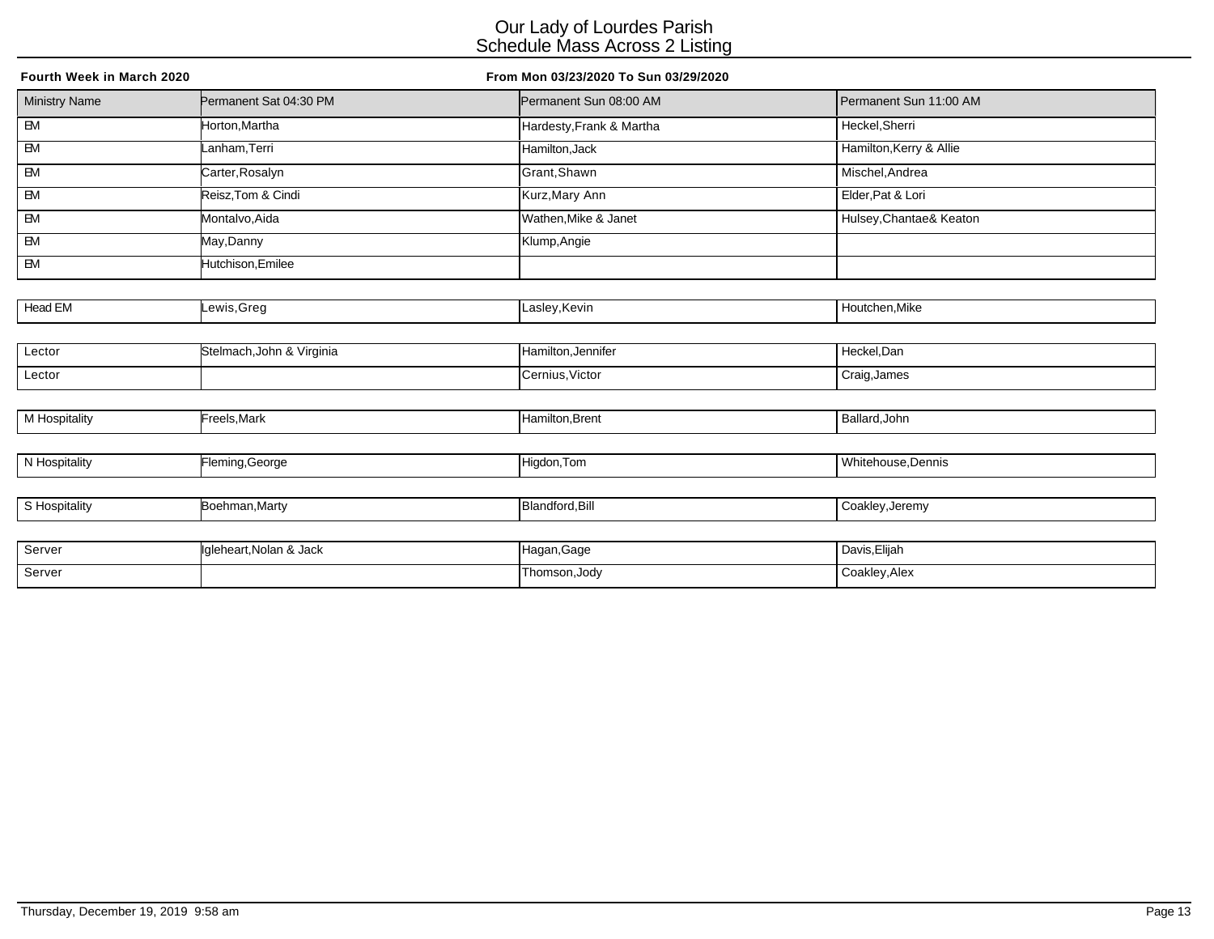# Our Lady of Lourdes Parish
## Schedule Mass Across 2 Listing

**Fourth Week in March 2020** **From Mon 03/23/2020 To Sun 03/29/2020**

| Ministry Name | Permanent Sat 04:30 PM | Permanent Sun 08:00 AM | Permanent Sun 11:00 AM |
|---|---|---|---|
| EM | Horton,Martha | Hardesty,Frank & Martha | Heckel,Sherri |
| EM | Lanham,Terri | Hamilton,Jack | Hamilton,Kerry & Allie |
| EM | Carter,Rosalyn | Grant,Shawn | Mischel,Andrea |
| EM | Reisz,Tom & Cindi | Kurz,Mary Ann | Elder,Pat & Lori |
| EM | Montalvo,Aida | Wathen,Mike & Janet | Hulsey,Chantae& Keaton |
| EM | May,Danny | Klump,Angie | |
| EM | Hutchison,Emilee | | |
| Head EM | Lewis,Greg | Lasley,Kevin | Houtchen,Mike |
| Lector | Stelmach,John & Virginia | Hamilton,Jennifer | Heckel,Dan |
| Lector | | Cernius,Victor | Craig,James |
| M Hospitality | Freels,Mark | Hamilton,Brent | Ballard,John |
| N Hospitality | Fleming,George | Higdon,Tom | Whitehouse,Dennis |
| S Hospitality | Boehman,Marty | Blandford,Bill | Coakley,Jeremy |
| Server | Igleheart,Nolan & Jack | Hagan,Gage | Davis,Elijah |
| Server | | Thomson,Jody | Coakley,Alex |

Thursday, December 19, 2019 9:58 am